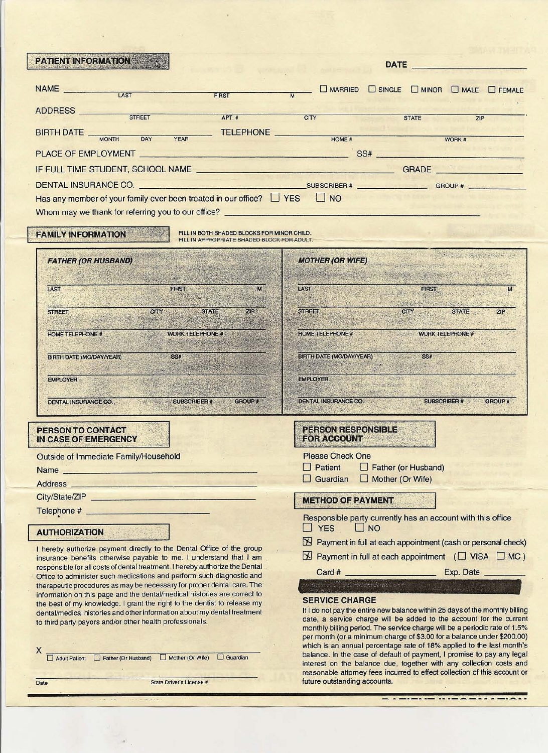## PATIENT INFORMATION

DATE ____________

NAME ________________ (LAST) ________________ (FIRST) ____ (M) ☐ MARRIED ☐ SINGLE ☐ MINOR ☐ MALE ☐ FEMALE

ADDRESS ________________ (STREET) ________ (APT. #) ________________ (CITY) ________ (STATE) ________ (ZIP)

BIRTH DATE ______ (MONTH) ______ (DAY) ______ (YEAR) TELEPHONE ________________ (HOME #) ________________ (WORK #)

PLACE OF EMPLOYMENT ________________________________ SS# ________________

IF FULL TIME STUDENT, SCHOOL NAME ________________________________ GRADE ________

DENTAL INSURANCE CO. ________________________ SUBSCRIBER # ____________ GROUP # ____________

Has any member of your family ever been treated in our office? ☐ YES ☐ NO

Whom may we thank for referring you to our office? ________________________________

## FAMILY INFORMATION

FILL IN BOTH SHADED BLOCKS FOR MINOR CHILD.
FILL IN APPROPRIATE SHADED BLOCK FOR ADULT.

| ***FATHER (OR HUSBAND)*** | | | ***MOTHER (OR WIFE)*** | | |
|---|---|---|---|---|---|
| LAST | FIRST | M | LAST | FIRST | M |
| STREET | CITY | STATE / ZIP | STREET | CITY | STATE / ZIP |
| HOME TELEPHONE # | WORK TELEPHONE # | | HOME TELEPHONE # | WORK TELEPHONE # | |
| BIRTH DATE (MO/DAY/YEAR) | SS# | | BIRTH DATE (MO/DAY/YEAR) | SS# | |
| EMPLOYER | | | EMPLOYER | | |
| DENTAL INSURANCE CO. | SUBSCRIBER # | GROUP # | DENTAL INSURANCE CO. | SUBSCRIBER # | GROUP # |

## PERSON TO CONTACT IN CASE OF EMERGENCY

Outside of Immediate Family/Household

Name ________________________

Address ________________________

City/State/ZIP ________________________

Telephone # ________________________

## PERSON RESPONSIBLE FOR ACCOUNT

Please Check One

☐ Patient ☐ Father (or Husband)

☐ Guardian ☐ Mother (Or Wife)

## METHOD OF PAYMENT

Responsible party currently has an account with this office

☐ YES ☐ NO

☒ Payment in full at each appointment (cash or personal check)

☒ Payment in full at each appointment (☐ VISA ☐ MC)

Card # ________________ Exp. Date ________

## AUTHORIZATION

I hereby authorize payment directly to the Dental Office of the group insurance benefits otherwise payable to me. I understand that I am responsible for all costs of dental treatment. I hereby authorize the Dental Office to administer such medications and perform such diagnostic and therapeutic procedures as may be necessary for proper dental care. The information on this page and the dental/medical histories are correct to the best of my knowledge. I grant the right to the dentist to release my dental/medical histories and other information about my dental treatment to third party payors and/or other health professionals.

X ________________________________

☐ Adult Patient ☐ Father (Or Husband) ☐ Mother (Or Wife) ☐ Guardian

________________ Date ________________ State Driver's License #

## SERVICE CHARGE

If I do not pay the entire new balance within 25 days of the monthly billing date, a service charge will be added to the account for the current monthly billing period. The service charge will be a periodic rate of 1.5% per month (or a minimum charge of $3.00 for a balance under $200.00) which is an annual percentage rate of 18% applied to the last month's balance. In the case of default of payment, I promise to pay any legal interest on the balance due, together with any collection costs and reasonable attorney fees incurred to effect collection of this account or future outstanding accounts.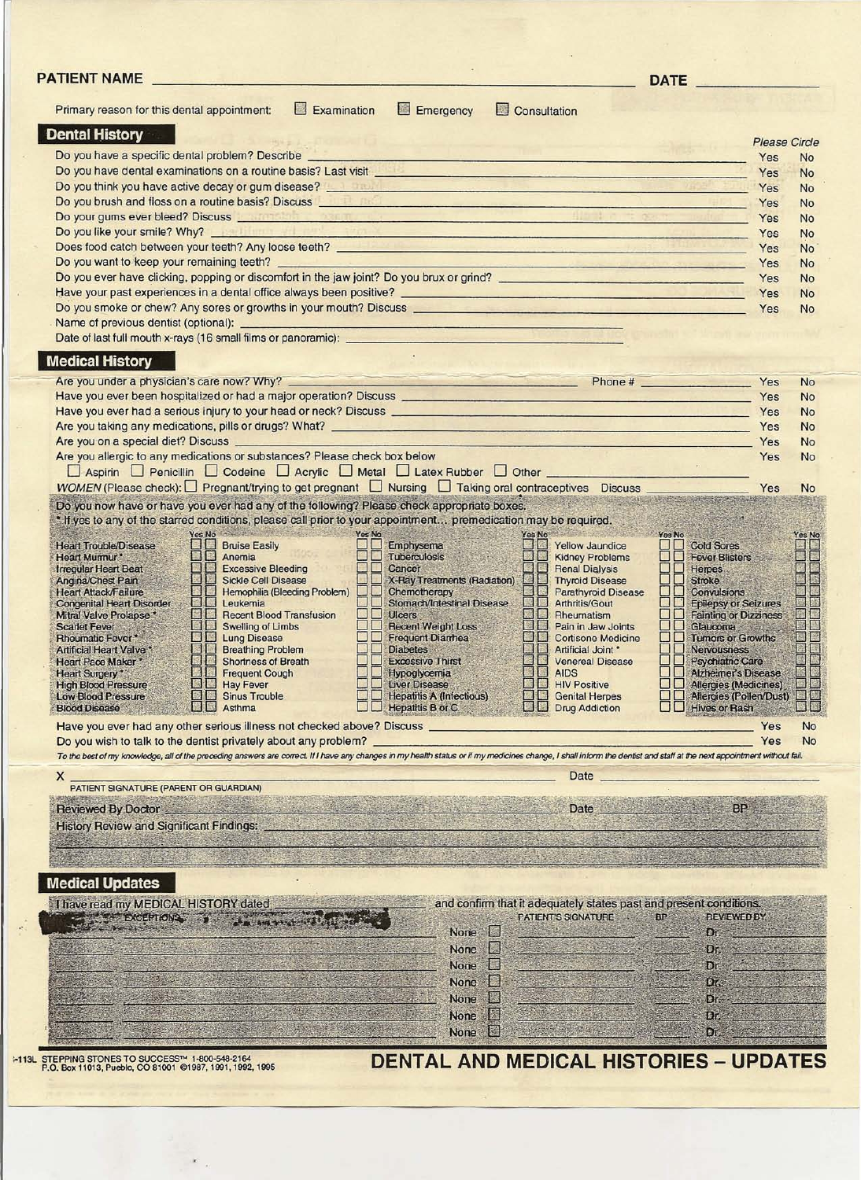PATIENT NAME ______________________________ DATE __________

Primary reason for this dental appointment: ☐ Examination ☐ Emergency ☐ Consultation

## Dental History

| | Please Circle | |
|---|---|---|
| Do you have a specific dental problem? Describe ____________ | Yes | No |
| Do you have dental examinations on a routine basis? Last visit ____________ | Yes | No |
| Do you think you have active decay or gum disease? ____________ | Yes | No |
| Do you brush and floss on a routine basis? Discuss ____________ | Yes | No |
| Do your gums ever bleed? Discuss ____________ | Yes | No |
| Do you like your smile? Why? ____________ | Yes | No |
| Does food catch between your teeth? Any loose teeth? ____________ | Yes | No |
| Do you want to keep your remaining teeth? ____________ | Yes | No |
| Do you ever have clicking, popping or discomfort in the jaw joint? Do you brux or grind? ____________ | Yes | No |
| Have your past experiences in a dental office always been positive? ____________ | Yes | No |
| Do you smoke or chew? Any sores or growths in your mouth? Discuss ____________ | Yes | No |

Name of previous dentist (optional): ____________

Date of last full mouth x-rays (16 small films or panoramic): ____________

## Medical History

| | | |
|---|---|---|
| Are you under a physician's care now? Why? ____________ Phone # ____________ | Yes | No |
| Have you ever been hospitalized or had a major operation? Discuss ____________ | Yes | No |
| Have you ever had a serious injury to your head or neck? Discuss ____________ | Yes | No |
| Are you taking any medications, pills or drugs? What? ____________ | Yes | No |
| Are you on a special diet? Discuss ____________ | Yes | No |
| Are you allergic to any medications or substances? Please check box below | Yes | No |

☐ Aspirin ☐ Penicillin ☐ Codeine ☐ Acrylic ☐ Metal ☐ Latex Rubber ☐ Other ____________

| | | |
|---|---|---|
| *WOMEN* (Please check): ☐ Pregnant/trying to get pregnant ☐ Nursing ☐ Taking oral contraceptives Discuss ____________ | Yes | No |

Do you now have or have you ever had any of the following? Please check appropriate boxes.
* If yes to any of the starred conditions, please call prior to your appointment... premedication may be required.

| | Yes | No | | Yes | No | | Yes | No | | Yes | No | | Yes | No |
|---|---|---|---|---|---|---|---|---|---|---|---|---|---|---|
| Heart Trouble/Disease | ☐ | ☐ | Bruise Easily | ☐ | ☐ | Emphysema | ☐ | ☐ | Yellow Jaundice | ☐ | ☐ | Cold Sores | ☐ | ☐ |
| Heart Murmur * | ☐ | ☐ | Anemia | ☐ | ☐ | Tuberculosis | ☐ | ☐ | Kidney Problems | ☐ | ☐ | Fever Blisters | ☐ | ☐ |
| Irregular Heart Beat | ☐ | ☐ | Excessive Bleeding | ☐ | ☐ | Cancer | ☐ | ☐ | Renal Dialysis | ☐ | ☐ | Herpes | ☐ | ☐ |
| Angina/Chest Pain | ☐ | ☐ | Sickle Cell Disease | ☐ | ☐ | X-Ray Treatments (Radiation) | ☐ | ☐ | Thyroid Disease | ☐ | ☐ | Stroke | ☐ | ☐ |
| Heart Attack/Failure | ☐ | ☐ | Hemophilia (Bleeding Problem) | ☐ | ☐ | Chemotherapy | ☐ | ☐ | Parathyroid Disease | ☐ | ☐ | Convulsions | ☐ | ☐ |
| Congenital Heart Disorder | ☐ | ☐ | Leukemia | ☐ | ☐ | Stomach/Intestinal Disease | ☐ | ☐ | Arthritis/Gout | ☐ | ☐ | Epilepsy or Seizures | ☐ | ☐ |
| Mitral Valve Prolapse * | ☐ | ☐ | Recent Blood Transfusion | ☐ | ☐ | Ulcers | ☐ | ☐ | Rheumatism | ☐ | ☐ | Fainting or Dizziness | ☐ | ☐ |
| Scarlet Fever | ☐ | ☐ | Swelling of Limbs | ☐ | ☐ | Recent Weight Loss | ☐ | ☐ | Pain in Jaw Joints | ☐ | ☐ | Glaucoma | ☐ | ☐ |
| Rheumatic Fever * | ☐ | ☐ | Lung Disease | ☐ | ☐ | Frequent Diarrhea | ☐ | ☐ | Cortisone Medicine | ☐ | ☐ | Tumors or Growths | ☐ | ☐ |
| Artificial Heart Valve * | ☐ | ☐ | Breathing Problem | ☐ | ☐ | Diabetes | ☐ | ☐ | Artificial Joint * | ☐ | ☐ | Nervousness | ☐ | ☐ |
| Heart Pace Maker * | ☐ | ☐ | Shortness of Breath | ☐ | ☐ | Excessive Thirst | ☐ | ☐ | Venereal Disease | ☐ | ☐ | Psychiatric Care | ☐ | ☐ |
| Heart Surgery * | ☐ | ☐ | Frequent Cough | ☐ | ☐ | Hypoglycemia | ☐ | ☐ | AIDS | ☐ | ☐ | Alzheimer's Disease | ☐ | ☐ |
| High Blood Pressure | ☐ | ☐ | Hay Fever | ☐ | ☐ | Liver Disease | ☐ | ☐ | HIV Positive | ☐ | ☐ | Allergies (Medicines) | ☐ | ☐ |
| Low Blood Pressure | ☐ | ☐ | Sinus Trouble | ☐ | ☐ | Hepatitis A (Infectious) | ☐ | ☐ | Genital Herpes | ☐ | ☐ | Allergies (Pollen/Dust) | ☐ | ☐ |
| Blood Disease | ☐ | ☐ | Asthma | ☐ | ☐ | Hepatitis B or C | ☐ | ☐ | Drug Addiction | ☐ | ☐ | Hives or Rash | ☐ | ☐ |

| | | |
|---|---|---|
| Have you ever had any other serious illness not checked above? Discuss ____________ | Yes | No |
| Do you wish to talk to the dentist privately about any problem? ____________ | Yes | No |

*To the best of my knowledge, all of the preceding answers are correct. If I have any changes in my health status or if my medicines change, I shall inform the dentist and staff at the next appointment without fail.*

X ______________________________ Date ____________
PATIENT SIGNATURE (PARENT OR GUARDIAN)

Reviewed By Doctor ____________ Date ____________ BP ____________

History Review and Significant Findings: ____________

## Medical Updates

I have read my MEDICAL HISTORY dated ____________ and confirm that it adequately states past and present conditions.

| EXCEPTIONS | | PATIENT'S SIGNATURE | BP | REVIEWED BY |
|---|---|---|---|---|
| | None ☐ | | | Dr. |
| | None ☐ | | | Dr. |
| | None ☐ | | | Dr. |
| | None ☐ | | | Dr. |
| | None ☐ | | | Dr. |
| | None ☐ | | | Dr. |
| | None ☐ | | | Dr. |

I-113L STEPPING STONES TO SUCCESS™ 1-800-548-2164
P.O. Box 11013, Pueblo, CO 81001 ©1987, 1991, 1992, 1995

# DENTAL AND MEDICAL HISTORIES – UPDATES